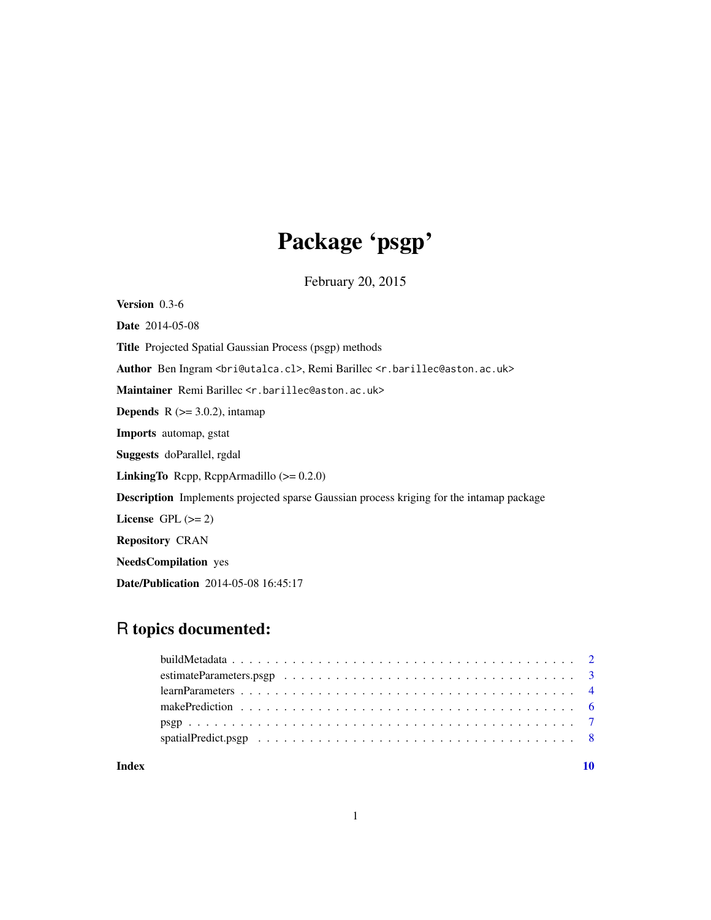# Package 'psgp'

February 20, 2015

**Version** 0.3-6

**Date** 2014-05-08

**Title** Projected Spatial Gaussian Process (psgp) methods

**Author** Ben Ingram <bri@utalca.cl>, Remi Barillec <r.barillec@aston.ac.uk>

**Maintainer** Remi Barillec <r.barillec@aston.ac.uk>

**Depends** R (>= 3.0.2), intamap

**Imports** automap, gstat

**Suggests** doParallel, rgdal

**LinkingTo** Rcpp, RcppArmadillo (>= 0.2.0)

**Description** Implements projected sparse Gaussian process kriging for the intamap package

**License** GPL (>= 2)

**Repository** CRAN

**NeedsCompilation** yes

**Date/Publication** 2014-05-08 16:45:17

## R topics documented:

- buildMetadata . . . . . . . . . . . . . . . . . . . . . . . . . . . . . . . . . . . . . . . 2
- estimateParameters.psgp . . . . . . . . . . . . . . . . . . . . . . . . . . . . . . . . . 3
- learnParameters . . . . . . . . . . . . . . . . . . . . . . . . . . . . . . . . . . . . . . 4
- makePrediction . . . . . . . . . . . . . . . . . . . . . . . . . . . . . . . . . . . . . . . 6
- psgp . . . . . . . . . . . . . . . . . . . . . . . . . . . . . . . . . . . . . . . . . . . . 7
- spatialPredict.psgp . . . . . . . . . . . . . . . . . . . . . . . . . . . . . . . . . . . . 8

**Index** 10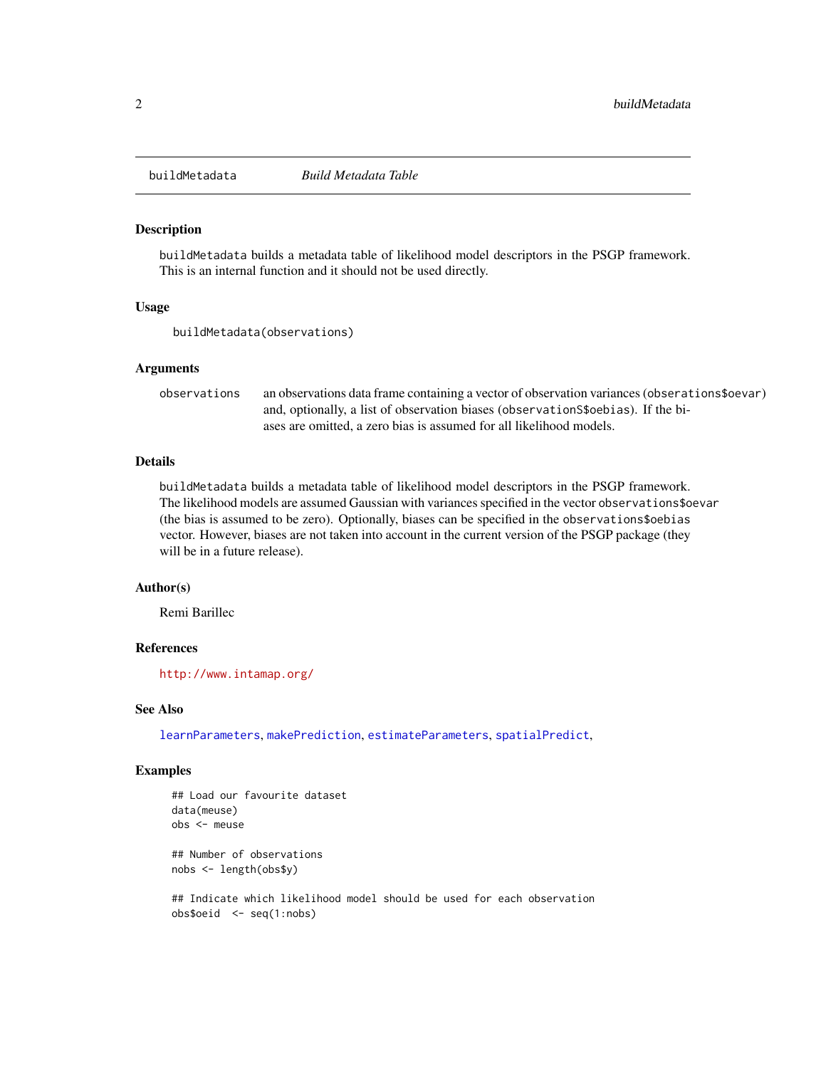# buildMetadata — *Build Metadata Table*

## Description

buildMetadata builds a metadata table of likelihood model descriptors in the PSGP framework. This is an internal function and it should not be used directly.

## Usage

```
buildMetadata(observations)
```

## Arguments

observations — an observations data frame containing a vector of observation variances (`obserations$oevar`) and, optionally, a list of observation biases (`observationS$oebias`). If the biases are omitted, a zero bias is assumed for all likelihood models.

## Details

buildMetadata builds a metadata table of likelihood model descriptors in the PSGP framework. The likelihood models are assumed Gaussian with variances specified in the vector `observations$oevar` (the bias is assumed to be zero). Optionally, biases can be specified in the `observations$oebias` vector. However, biases are not taken into account in the current version of the PSGP package (they will be in a future release).

## Author(s)

Remi Barillec

## References

http://www.intamap.org/

## See Also

learnParameters, makePrediction, estimateParameters, spatialPredict,

## Examples

```
## Load our favourite dataset
data(meuse)
obs <- meuse

## Number of observations
nobs <- length(obs$y)

## Indicate which likelihood model should be used for each observation
obs$oeid  <- seq(1:nobs)
```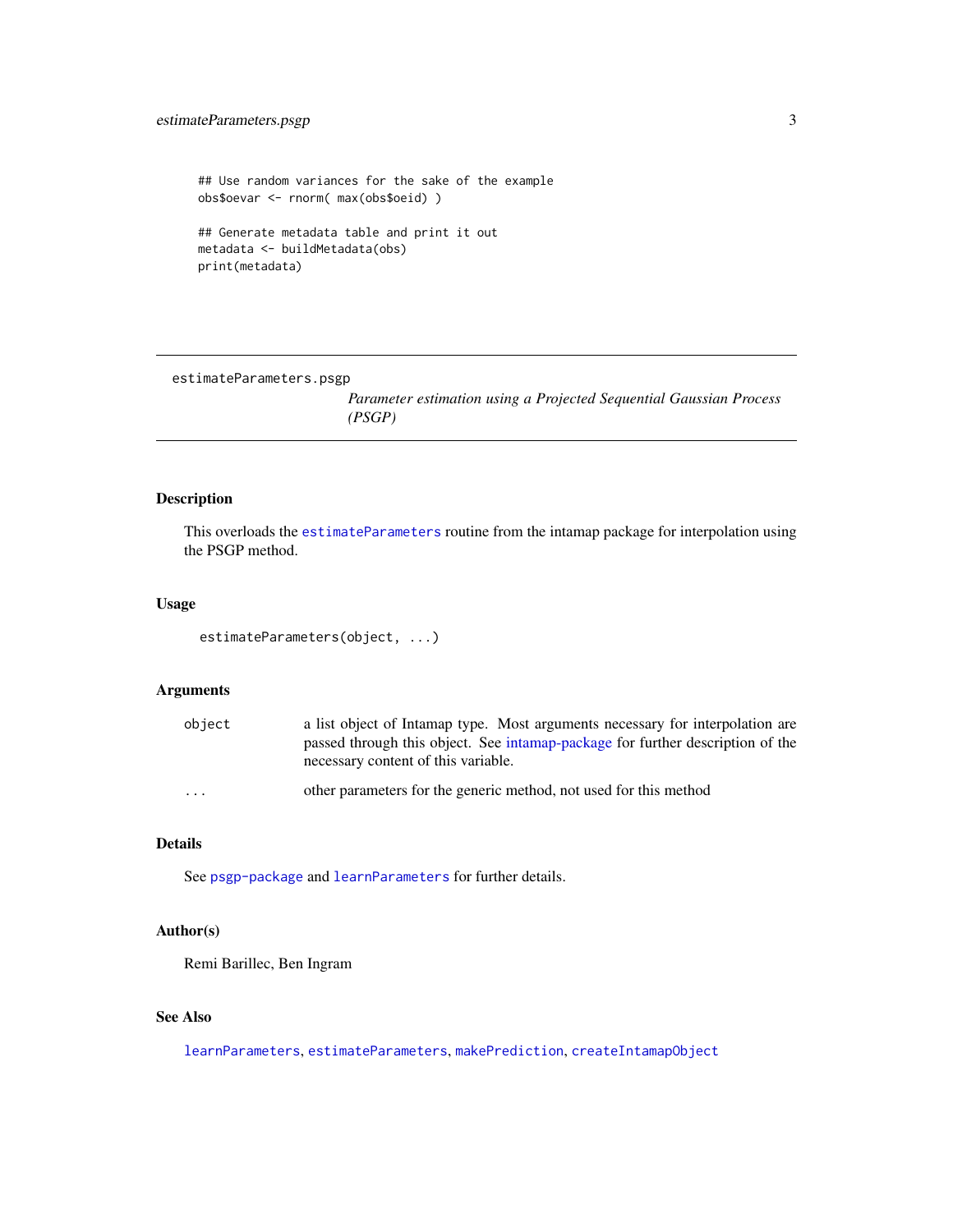```
## Use random variances for the sake of the example
obs$oevar <- rnorm( max(obs$oeid) )

## Generate metadata table and print it out
metadata <- buildMetadata(obs)
print(metadata)
```

---

estimateParameters.psgp

*Parameter estimation using a Projected Sequential Gaussian Process (PSGP)*

---

## Description

This overloads the `estimateParameters` routine from the intamap package for interpolation using the PSGP method.

## Usage

```
estimateParameters(object, ...)
```

## Arguments

| | |
|---|---|
| `object` | a list object of Intamap type. Most arguments necessary for interpolation are passed through this object. See intamap-package for further description of the necessary content of this variable. |
| `...` | other parameters for the generic method, not used for this method |

## Details

See `psgp-package` and `learnParameters` for further details.

## Author(s)

Remi Barillec, Ben Ingram

## See Also

`learnParameters`, `estimateParameters`, `makePrediction`, `createIntamapObject`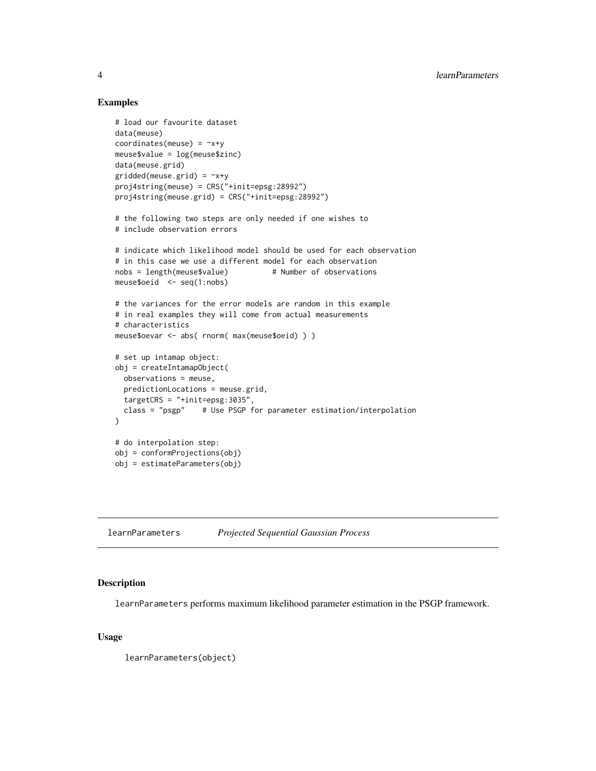## Examples

```
# load our favourite dataset
data(meuse)
coordinates(meuse) = ~x+y
meuse$value = log(meuse$zinc)
data(meuse.grid)
gridded(meuse.grid) = ~x+y
proj4string(meuse) = CRS("+init=epsg:28992")
proj4string(meuse.grid) = CRS("+init=epsg:28992")

# the following two steps are only needed if one wishes to
# include observation errors

# indicate which likelihood model should be used for each observation
# in this case we use a different model for each observation
nobs = length(meuse$value)          # Number of observations
meuse$oeid  <- seq(1:nobs)

# the variances for the error models are random in this example
# in real examples they will come from actual measurements
# characteristics
meuse$oevar <- abs( rnorm( max(meuse$oeid) ) )

# set up intamap object:
obj = createIntamapObject(
  observations = meuse,
  predictionLocations = meuse.grid,
  targetCRS = "+init=epsg:3035",
  class = "psgp"    # Use PSGP for parameter estimation/interpolation
)

# do interpolation step:
obj = conformProjections(obj)
obj = estimateParameters(obj)
```

---

# learnParameters — *Projected Sequential Gaussian Process*

---

## Description

learnParameters performs maximum likelihood parameter estimation in the PSGP framework.

## Usage

```
learnParameters(object)
```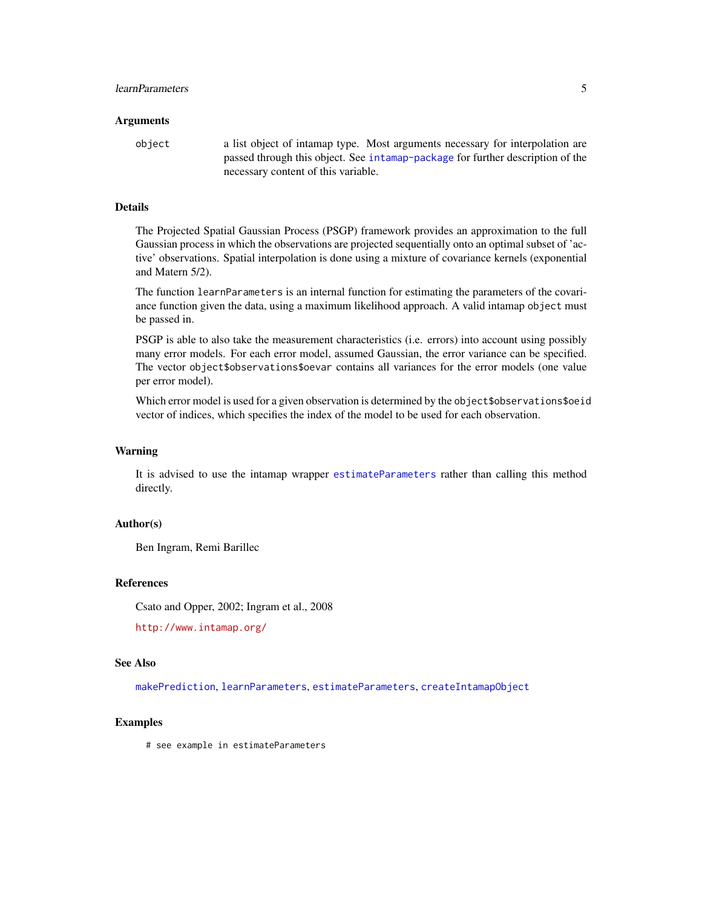## Arguments

object	a list object of intamap type. Most arguments necessary for interpolation are passed through this object. See intamap-package for further description of the necessary content of this variable.

## Details

The Projected Spatial Gaussian Process (PSGP) framework provides an approximation to the full Gaussian process in which the observations are projected sequentially onto an optimal subset of 'active' observations. Spatial interpolation is done using a mixture of covariance kernels (exponential and Matern 5/2).

The function `learnParameters` is an internal function for estimating the parameters of the covariance function given the data, using a maximum likelihood approach. A valid intamap `object` must be passed in.

PSGP is able to also take the measurement characteristics (i.e. errors) into account using possibly many error models. For each error model, assumed Gaussian, the error variance can be specified. The vector `object$observations$oevar` contains all variances for the error models (one value per error model).

Which error model is used for a given observation is determined by the `object$observations$oeid` vector of indices, which specifies the index of the model to be used for each observation.

## Warning

It is advised to use the intamap wrapper estimateParameters rather than calling this method directly.

## Author(s)

Ben Ingram, Remi Barillec

## References

Csato and Opper, 2002; Ingram et al., 2008

http://www.intamap.org/

## See Also

makePrediction, learnParameters, estimateParameters, createIntamapObject

## Examples

```
# see example in estimateParameters
```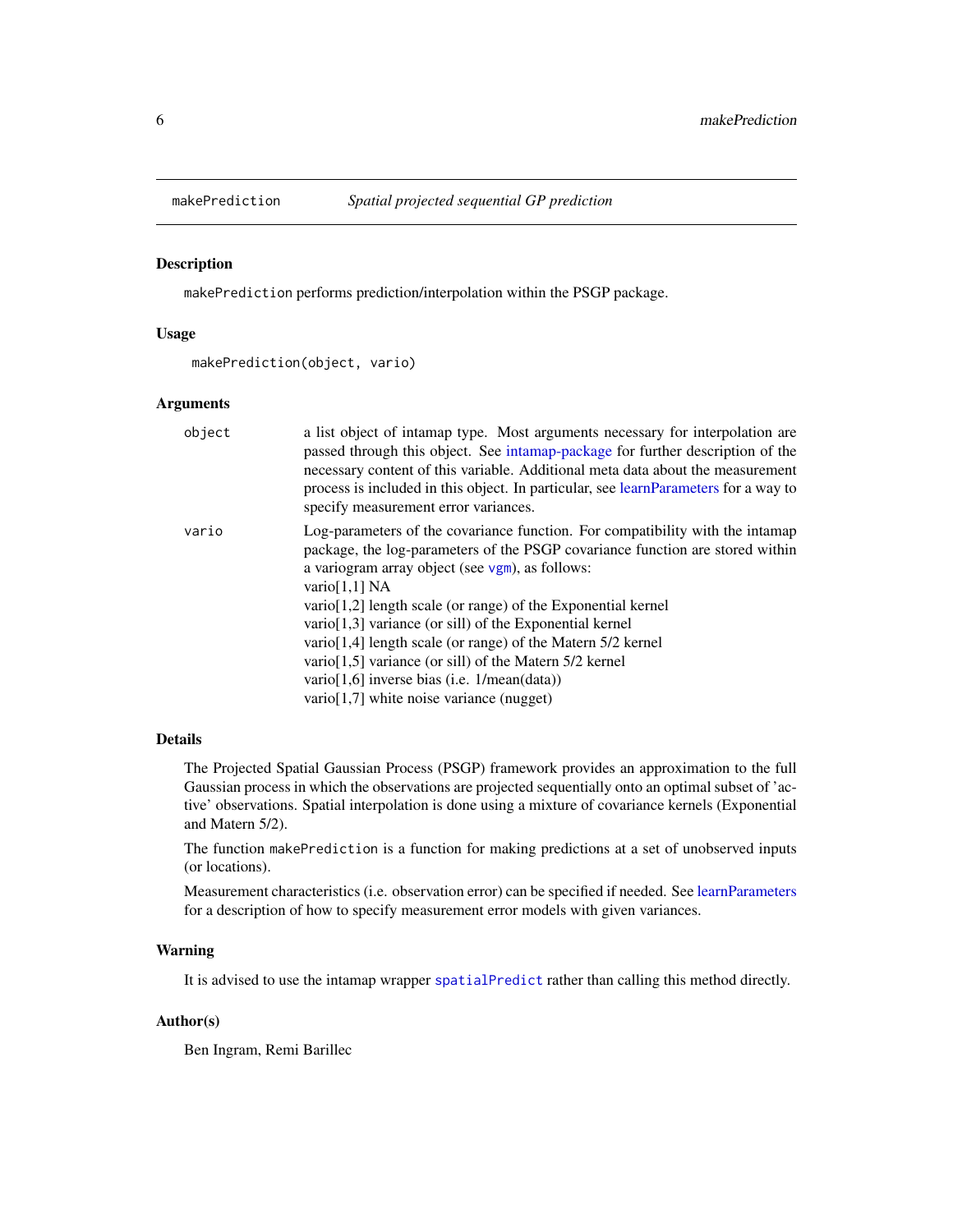# makePrediction — *Spatial projected sequential GP prediction*

## Description

makePrediction performs prediction/interpolation within the PSGP package.

## Usage

```
makePrediction(object, vario)
```

## Arguments

| | |
|---|---|
| object | a list object of intamap type. Most arguments necessary for interpolation are passed through this object. See intamap-package for further description of the necessary content of this variable. Additional meta data about the measurement process is included in this object. In particular, see learnParameters for a way to specify measurement error variances. |
| vario | Log-parameters of the covariance function. For compatibility with the intamap package, the log-parameters of the PSGP covariance function are stored within a variogram array object (see vgm), as follows:<br>vario[1,1] NA<br>vario[1,2] length scale (or range) of the Exponential kernel<br>vario[1,3] variance (or sill) of the Exponential kernel<br>vario[1,4] length scale (or range) of the Matern 5/2 kernel<br>vario[1,5] variance (or sill) of the Matern 5/2 kernel<br>vario[1,6] inverse bias (i.e. 1/mean(data))<br>vario[1,7] white noise variance (nugget) |

## Details

The Projected Spatial Gaussian Process (PSGP) framework provides an approximation to the full Gaussian process in which the observations are projected sequentially onto an optimal subset of 'active' observations. Spatial interpolation is done using a mixture of covariance kernels (Exponential and Matern 5/2).

The function makePrediction is a function for making predictions at a set of unobserved inputs (or locations).

Measurement characteristics (i.e. observation error) can be specified if needed. See learnParameters for a description of how to specify measurement error models with given variances.

## Warning

It is advised to use the intamap wrapper spatialPredict rather than calling this method directly.

## Author(s)

Ben Ingram, Remi Barillec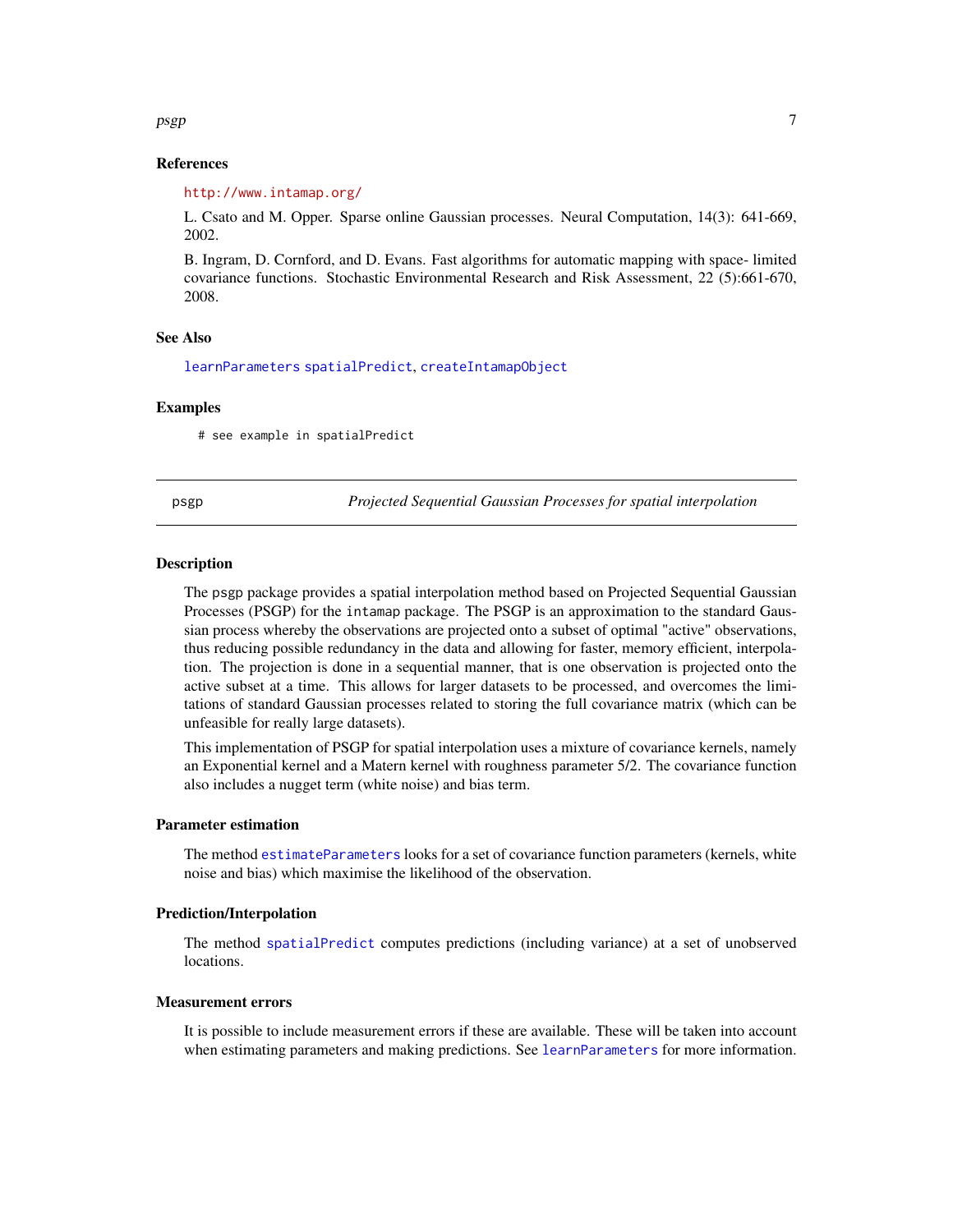### References

http://www.intamap.org/

L. Csato and M. Opper. Sparse online Gaussian processes. Neural Computation, 14(3): 641-669, 2002.

B. Ingram, D. Cornford, and D. Evans. Fast algorithms for automatic mapping with space- limited covariance functions. Stochastic Environmental Research and Risk Assessment, 22 (5):661-670, 2008.

### See Also

learnParameters spatialPredict, createIntamapObject

### Examples

```
# see example in spatialPredict
```

---

## psgp — *Projected Sequential Gaussian Processes for spatial interpolation*

### Description

The psgp package provides a spatial interpolation method based on Projected Sequential Gaussian Processes (PSGP) for the intamap package. The PSGP is an approximation to the standard Gaussian process whereby the observations are projected onto a subset of optimal "active" observations, thus reducing possible redundancy in the data and allowing for faster, memory efficient, interpolation. The projection is done in a sequential manner, that is one observation is projected onto the active subset at a time. This allows for larger datasets to be processed, and overcomes the limitations of standard Gaussian processes related to storing the full covariance matrix (which can be unfeasible for really large datasets).

This implementation of PSGP for spatial interpolation uses a mixture of covariance kernels, namely an Exponential kernel and a Matern kernel with roughness parameter 5/2. The covariance function also includes a nugget term (white noise) and bias term.

### Parameter estimation

The method estimateParameters looks for a set of covariance function parameters (kernels, white noise and bias) which maximise the likelihood of the observation.

### Prediction/Interpolation

The method spatialPredict computes predictions (including variance) at a set of unobserved locations.

### Measurement errors

It is possible to include measurement errors if these are available. These will be taken into account when estimating parameters and making predictions. See learnParameters for more information.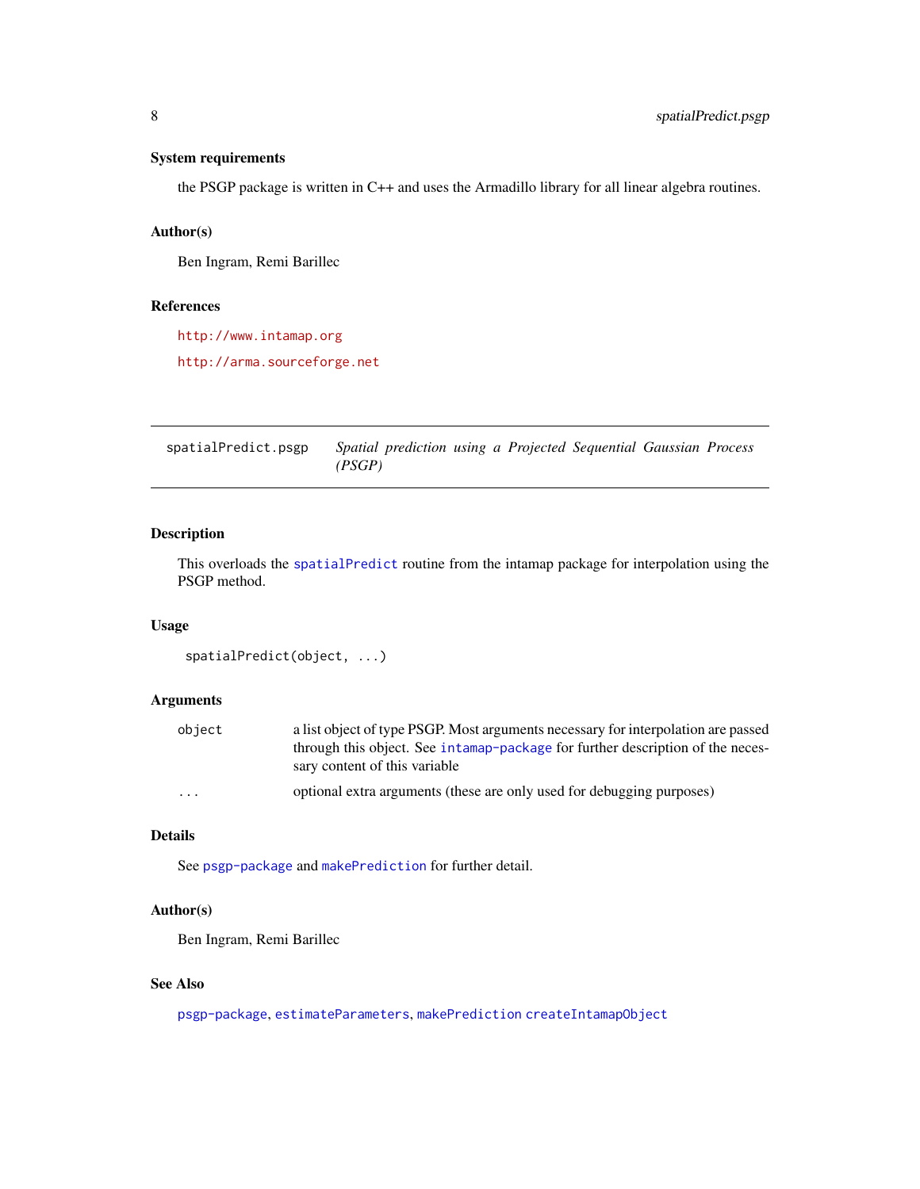### System requirements

the PSGP package is written in C++ and uses the Armadillo library for all linear algebra routines.

### Author(s)

Ben Ingram, Remi Barillec

### References

http://www.intamap.org

http://arma.sourceforge.net

---

## spatialPredict.psgp — *Spatial prediction using a Projected Sequential Gaussian Process (PSGP)*

---

### Description

This overloads the `spatialPredict` routine from the intamap package for interpolation using the PSGP method.

### Usage

```
spatialPredict(object, ...)
```

### Arguments

| | |
|---|---|
| `object` | a list object of type PSGP. Most arguments necessary for interpolation are passed through this object. See `intamap-package` for further description of the necessary content of this variable |
| `...` | optional extra arguments (these are only used for debugging purposes) |

### Details

See `psgp-package` and `makePrediction` for further detail.

### Author(s)

Ben Ingram, Remi Barillec

### See Also

`psgp-package`, `estimateParameters`, `makePrediction` `createIntamapObject`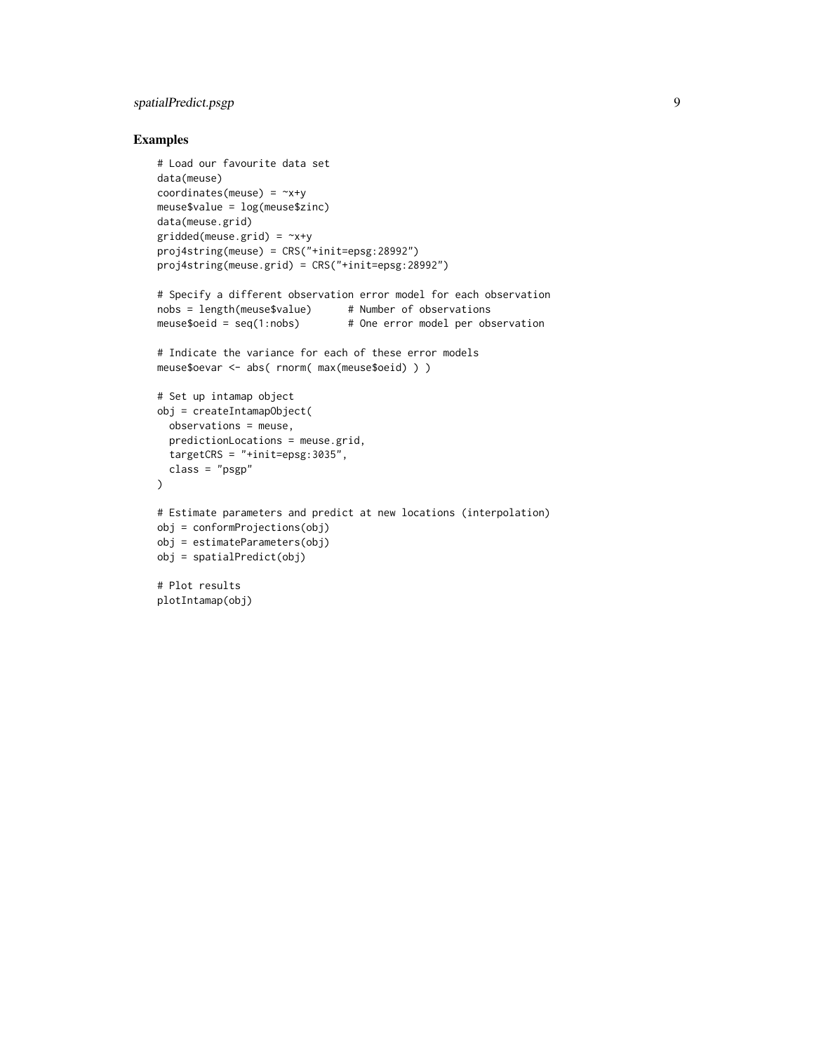## Examples

```
# Load our favourite data set
data(meuse)
coordinates(meuse) = ~x+y
meuse$value = log(meuse$zinc)
data(meuse.grid)
gridded(meuse.grid) = ~x+y
proj4string(meuse) = CRS("+init=epsg:28992")
proj4string(meuse.grid) = CRS("+init=epsg:28992")

# Specify a different observation error model for each observation
nobs = length(meuse$value)      # Number of observations
meuse$oeid = seq(1:nobs)        # One error model per observation

# Indicate the variance for each of these error models
meuse$oevar <- abs( rnorm( max(meuse$oeid) ) )

# Set up intamap object
obj = createIntamapObject(
  observations = meuse,
  predictionLocations = meuse.grid,
  targetCRS = "+init=epsg:3035",
  class = "psgp"
)

# Estimate parameters and predict at new locations (interpolation)
obj = conformProjections(obj)
obj = estimateParameters(obj)
obj = spatialPredict(obj)

# Plot results
plotIntamap(obj)
```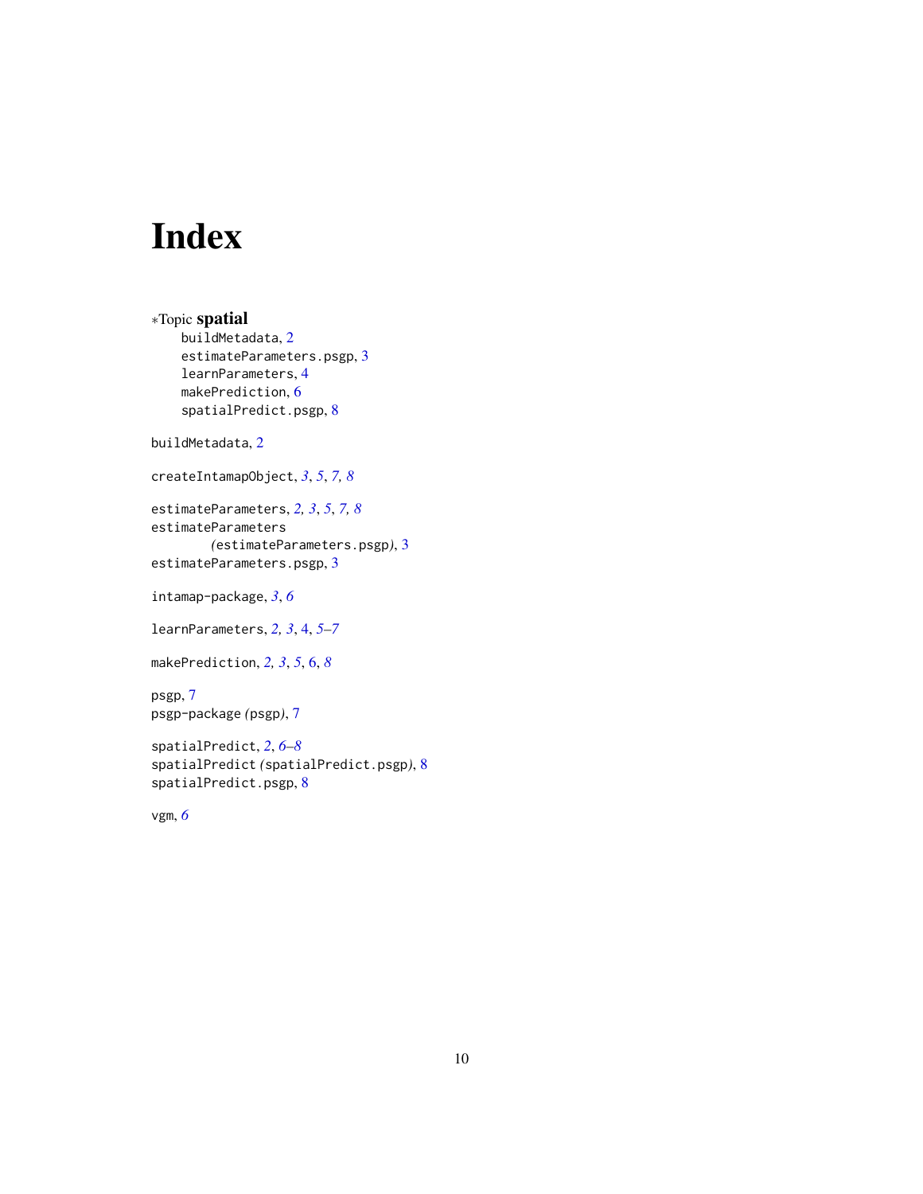# Index

∗Topic **spatial**

buildMetadata, 2
estimateParameters.psgp, 3
learnParameters, 4
makePrediction, 6
spatialPredict.psgp, 8

buildMetadata, 2

createIntamapObject, *3*, *5*, *7, 8*

estimateParameters, *2, 3*, *5*, *7, 8*
estimateParameters
(estimateParameters.psgp), 3
estimateParameters.psgp, 3

intamap-package, *3*, *6*

learnParameters, *2, 3*, 4, *5–7*

makePrediction, *2, 3*, *5*, 6, *8*

psgp, 7
psgp-package (psgp), 7

spatialPredict, *2*, *6–8*
spatialPredict (spatialPredict.psgp), 8
spatialPredict.psgp, 8

vgm, *6*